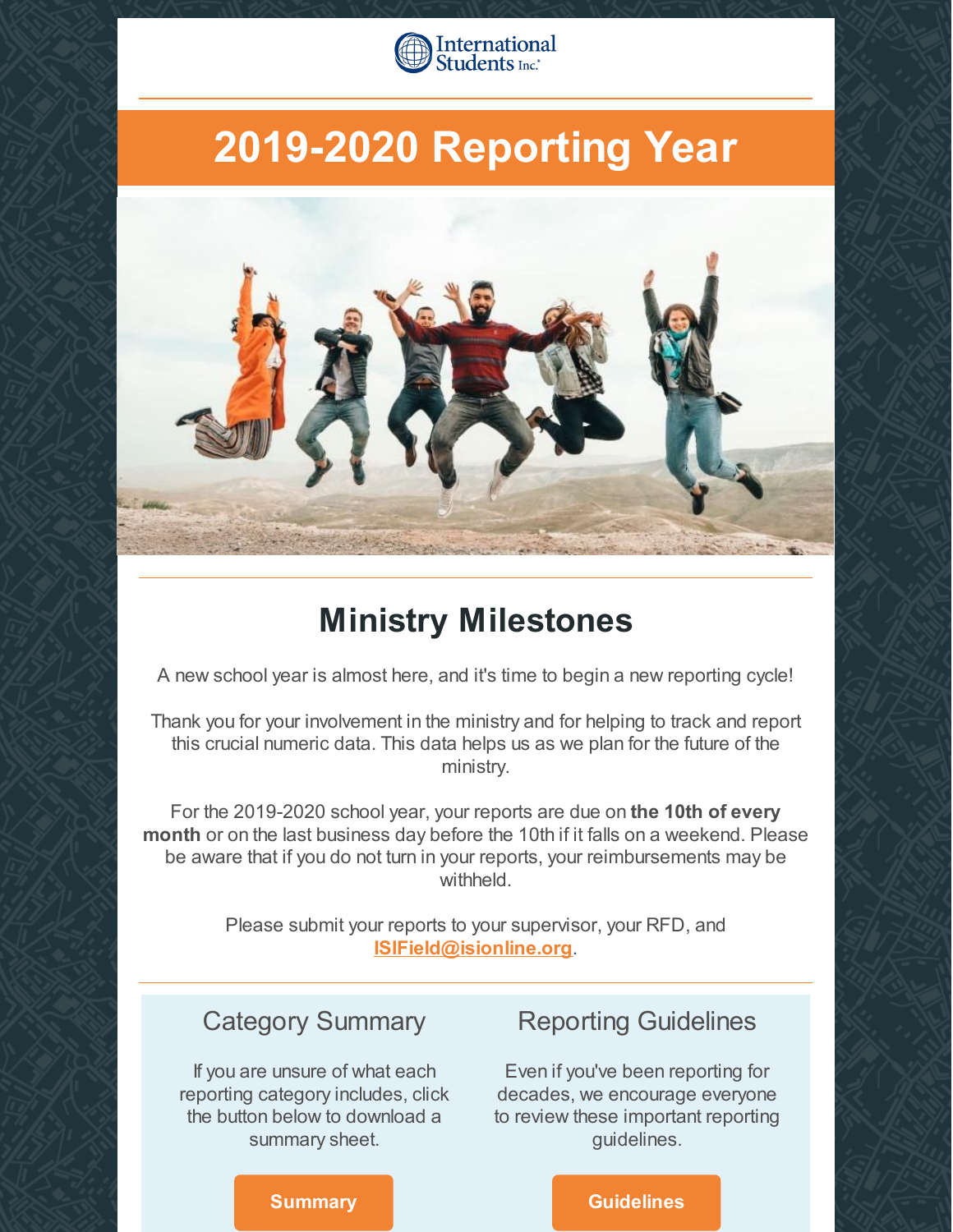International Students Inc.

# 2019-2020 Reporting Year

## Ministry Milestones

A new school year is almost here, and it's time to begin a new reporting cycle!

Thank you for your involvement in the ministry and for helping to track and report this crucial numeric data. This data helps us as we plan for the future of the ministry.

For the 2019-2020 school year, your reports are due on **the 10th of every month** or on the last business day before the 10th if it falls on a weekend. Please be aware that if you do not turn in your reports, your reimbursements may be withheld.

Please submit your reports to your supervisor, your RFD, and **ISIField@isionline.org**.

### Category Summary

If you are unsure of what each reporting category includes, click the button below to download a summary sheet.

**Summary**

### Reporting Guidelines

Even if you've been reporting for decades, we encourage everyone to review these important reporting guidelines.

**Guidelines**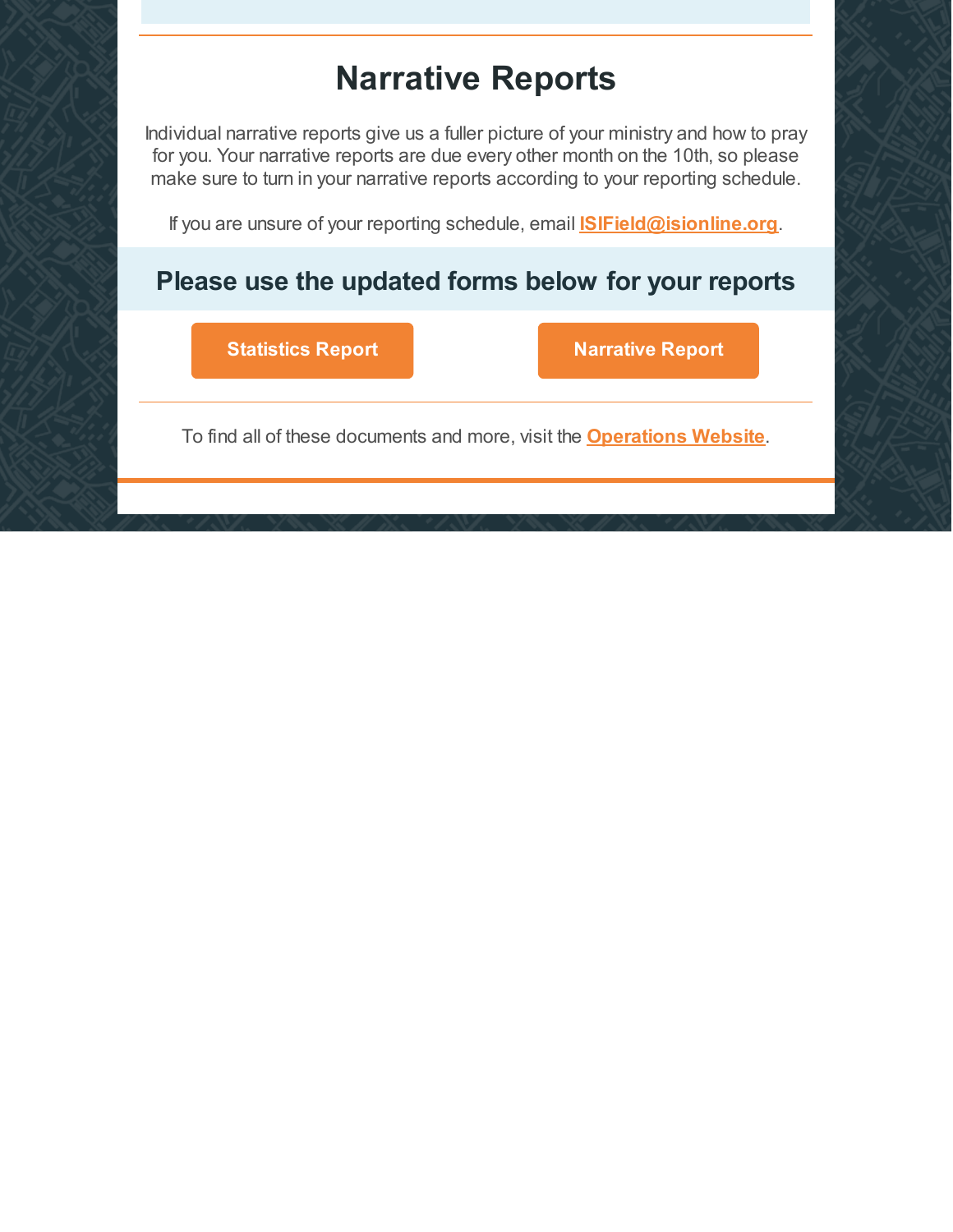## Narrative Reports

Individual narrative reports give us a fuller picture of your ministry and how to pray for you. Your narrative reports are due every other month on the 10th, so please make sure to turn in your narrative reports according to your reporting schedule.

If you are unsure of your reporting schedule, email **ISIField@isionline.org**.

### Please use the updated forms below for your reports

**Statistics Report**

**Narrative Report**

---

To find all of these documents and more, visit the **Operations Website**.